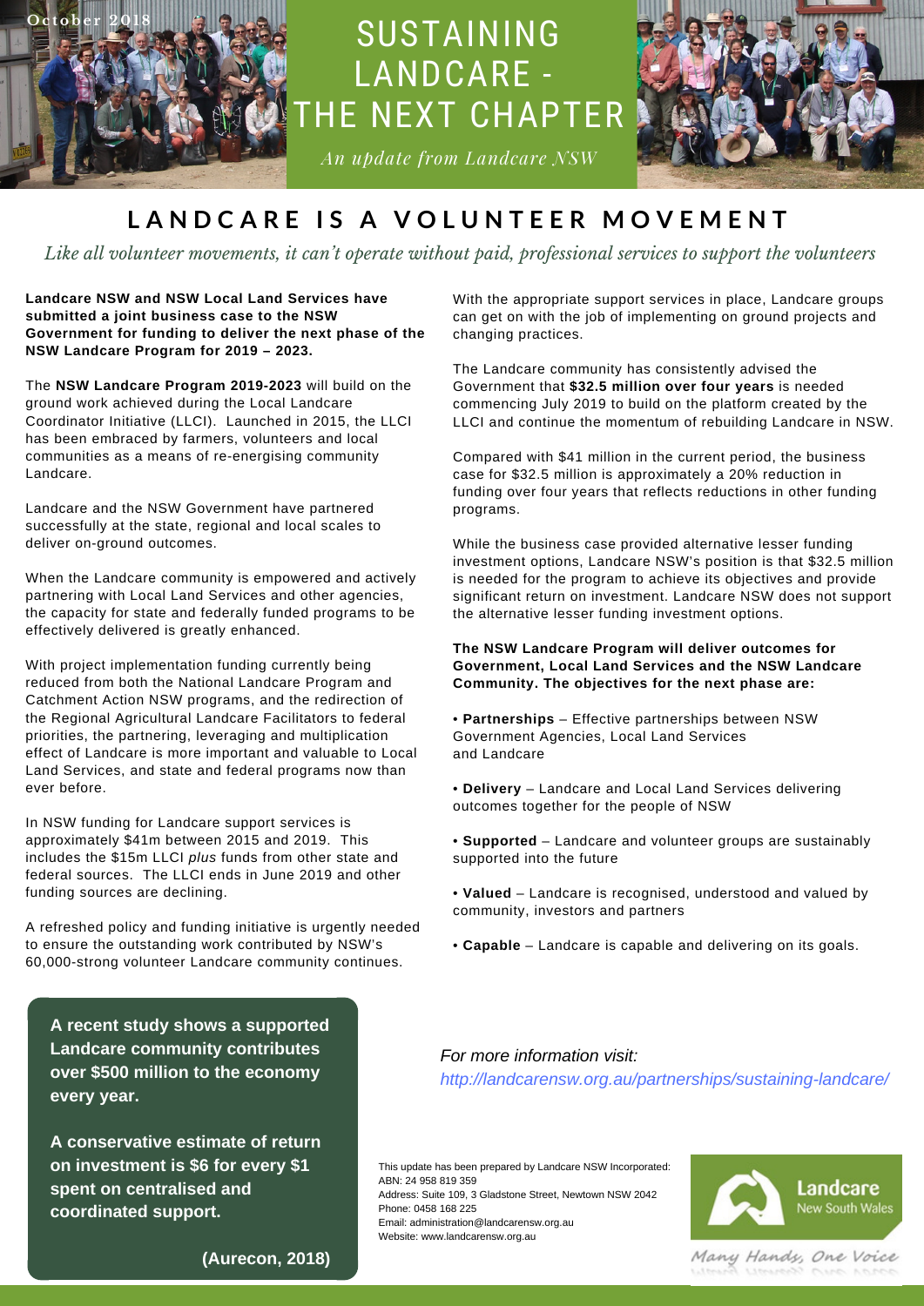October 2018

# SUSTAINING LANDCARE - THE NEXT CHAPTER

*An update from Landcare NSW*

## LANDCARE IS A VOLUNTEER MOVEMENT

*Like all volunteer movements, it can't operate without paid, professional services to support the volunteers*

**Landcare NSW and NSW Local Land Services have submitted a joint business case to the NSW Government for funding to deliver the next phase of the NSW Landcare Program for 2019 – 2023.**

The **NSW Landcare Program 2019-2023** will build on the ground work achieved during the Local Landcare Coordinator Initiative (LLCI). Launched in 2015, the LLCI has been embraced by farmers, volunteers and local communities as a means of re-energising community Landcare.

Landcare and the NSW Government have partnered successfully at the state, regional and local scales to deliver on-ground outcomes.

When the Landcare community is empowered and actively partnering with Local Land Services and other agencies, the capacity for state and federally funded programs to be effectively delivered is greatly enhanced.

With project implementation funding currently being reduced from both the National Landcare Program and Catchment Action NSW programs, and the redirection of the Regional Agricultural Landcare Facilitators to federal priorities, the partnering, leveraging and multiplication effect of Landcare is more important and valuable to Local Land Services, and state and federal programs now than ever before.

In NSW funding for Landcare support services is approximately $41m between 2015 and 2019. This includes the $15m LLCI *plus* funds from other state and federal sources. The LLCI ends in June 2019 and other funding sources are declining.

A refreshed policy and funding initiative is urgently needed to ensure the outstanding work contributed by NSW's 60,000-strong volunteer Landcare community continues.

With the appropriate support services in place, Landcare groups can get on with the job of implementing on ground projects and changing practices.

The Landcare community has consistently advised the Government that **$32.5 million over four years** is needed commencing July 2019 to build on the platform created by the LLCI and continue the momentum of rebuilding Landcare in NSW.

Compared with $41 million in the current period, the business case for $32.5 million is approximately a 20% reduction in funding over four years that reflects reductions in other funding programs.

While the business case provided alternative lesser funding investment options, Landcare NSW's position is that $32.5 million is needed for the program to achieve its objectives and provide significant return on investment. Landcare NSW does not support the alternative lesser funding investment options.

**The NSW Landcare Program will deliver outcomes for Government, Local Land Services and the NSW Landcare Community. The objectives for the next phase are:**

- **Partnerships** – Effective partnerships between NSW Government Agencies, Local Land Services and Landcare
- **Delivery** – Landcare and Local Land Services delivering outcomes together for the people of NSW
- **Supported** – Landcare and volunteer groups are sustainably supported into the future
- **Valued** – Landcare is recognised, understood and valued by community, investors and partners
- **Capable** – Landcare is capable and delivering on its goals.

**A recent study shows a supported Landcare community contributes over $500 million to the economy every year.**

**A conservative estimate of return on investment is $6 for every $1 spent on centralised and coordinated support.**

**(Aurecon, 2018)**

*For more information visit:*
*http://landcarensw.org.au/partnerships/sustaining-landcare/*

This update has been prepared by Landcare NSW Incorporated:
ABN: 24 958 819 359
Address: Suite 109, 3 Gladstone Street, Newtown NSW 2042
Phone: 0458 168 225
Email: administration@landcarensw.org.au
Website: www.landcarensw.org.au

Landcare New South Wales

*Many Hands, One Voice*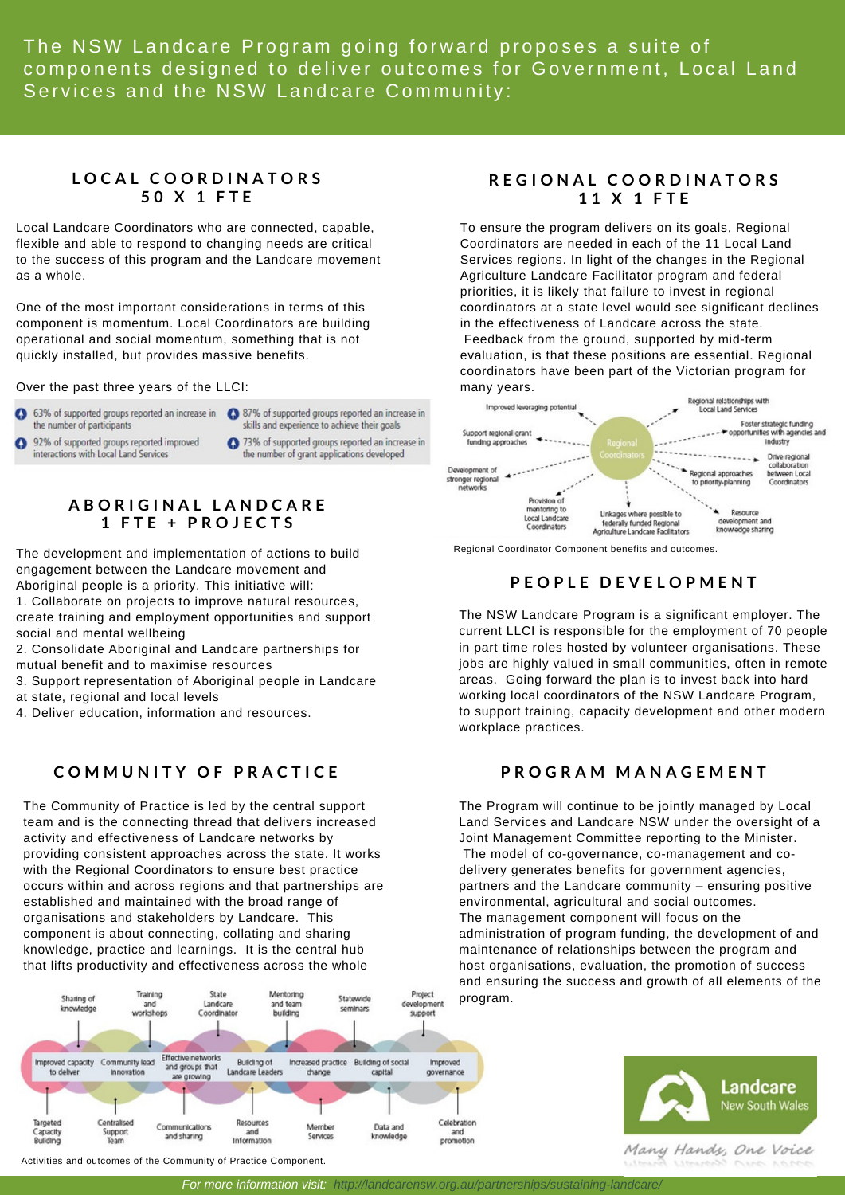The NSW Landcare Program going forward proposes a suite of components designed to deliver outcomes for Government, Local Land Services and the NSW Landcare Community:

## LOCAL COORDINATORS 50 X 1 FTE

Local Landcare Coordinators who are connected, capable, flexible and able to respond to changing needs are critical to the success of this program and the Landcare movement as a whole.

One of the most important considerations in terms of this component is momentum. Local Coordinators are building operational and social momentum, something that is not quickly installed, but provides massive benefits.

Over the past three years of the LLCI:

- 63% of supported groups reported an increase in the number of participants
- 92% of supported groups reported improved interactions with Local Land Services
- 87% of supported groups reported an increase in skills and experience to achieve their goals
- 73% of supported groups reported an increase in the number of grant applications developed

## ABORIGINAL LANDCARE 1 FTE + PROJECTS

The development and implementation of actions to build engagement between the Landcare movement and Aboriginal people is a priority. This initiative will:

1. Collaborate on projects to improve natural resources, create training and employment opportunities and support social and mental wellbeing
2. Consolidate Aboriginal and Landcare partnerships for mutual benefit and to maximise resources
3. Support representation of Aboriginal people in Landcare at state, regional and local levels
4. Deliver education, information and resources.

## COMMUNITY OF PRACTICE

The Community of Practice is led by the central support team and is the connecting thread that delivers increased activity and effectiveness of Landcare networks by providing consistent approaches across the state. It works with the Regional Coordinators to ensure best practice occurs within and across regions and that partnerships are established and maintained with the broad range of organisations and stakeholders by Landcare. This component is about connecting, collating and sharing knowledge, practice and learnings. It is the central hub that lifts productivity and effectiveness across the whole

Sharing of knowledge
Training and workshops
State Landcare Coordinator
Mentoring and team building
Statewide seminars
Project development support
Improved capacity to deliver
Community lead innovation
Effective networks and groups that are growing
Building of Landcare Leaders
Increased practice change
Building of social capital
Improved governance
Targeted Capacity Building
Centralised Support Team
Communications and sharing
Resources and information
Member Services
Data and knowledge
Celebration and promotion

Activities and outcomes of the Community of Practice Component.

## REGIONAL COORDINATORS 11 X 1 FTE

To ensure the program delivers on its goals, Regional Coordinators are needed in each of the 11 Local Land Services regions. In light of the changes in the Regional Agriculture Landcare Facilitator program and federal priorities, it is likely that failure to invest in regional coordinators at a state level would see significant declines in the effectiveness of Landcare across the state. Feedback from the ground, supported by mid-term evaluation, is that these positions are essential. Regional coordinators have been part of the Victorian program for many years.

Regional Coordinators
Improved leveraging potential
Regional relationships with Local Land Services
Foster strategic funding opportunities with agencies and industry
Support regional grant funding approaches
Drive regional collaboration between Local Coordinators
Development of stronger regional networks
Regional approaches to priority-planning
Provision of mentoring to Local Landcare Coordinators
Linkages where possible to federally funded Regional Agriculture Landcare Facilitators
Resource development and knowledge sharing

Regional Coordinator Component benefits and outcomes.

## PEOPLE DEVELOPMENT

The NSW Landcare Program is a significant employer. The current LLCI is responsible for the employment of 70 people in part time roles hosted by volunteer organisations. These jobs are highly valued in small communities, often in remote areas. Going forward the plan is to invest back into hard working local coordinators of the NSW Landcare Program, to support training, capacity development and other modern workplace practices.

## PROGRAM MANAGEMENT

The Program will continue to be jointly managed by Local Land Services and Landcare NSW under the oversight of a Joint Management Committee reporting to the Minister. The model of co-governance, co-management and co-delivery generates benefits for government agencies, partners and the Landcare community – ensuring positive environmental, agricultural and social outcomes. The management component will focus on the administration of program funding, the development of and maintenance of relationships between the program and host organisations, evaluation, the promotion of success and ensuring the success and growth of all elements of the program.

Landcare New South Wales

*Many Hands, One Voice*

*For more information visit: http://landcarensw.org.au/partnerships/sustaining-landcare/*